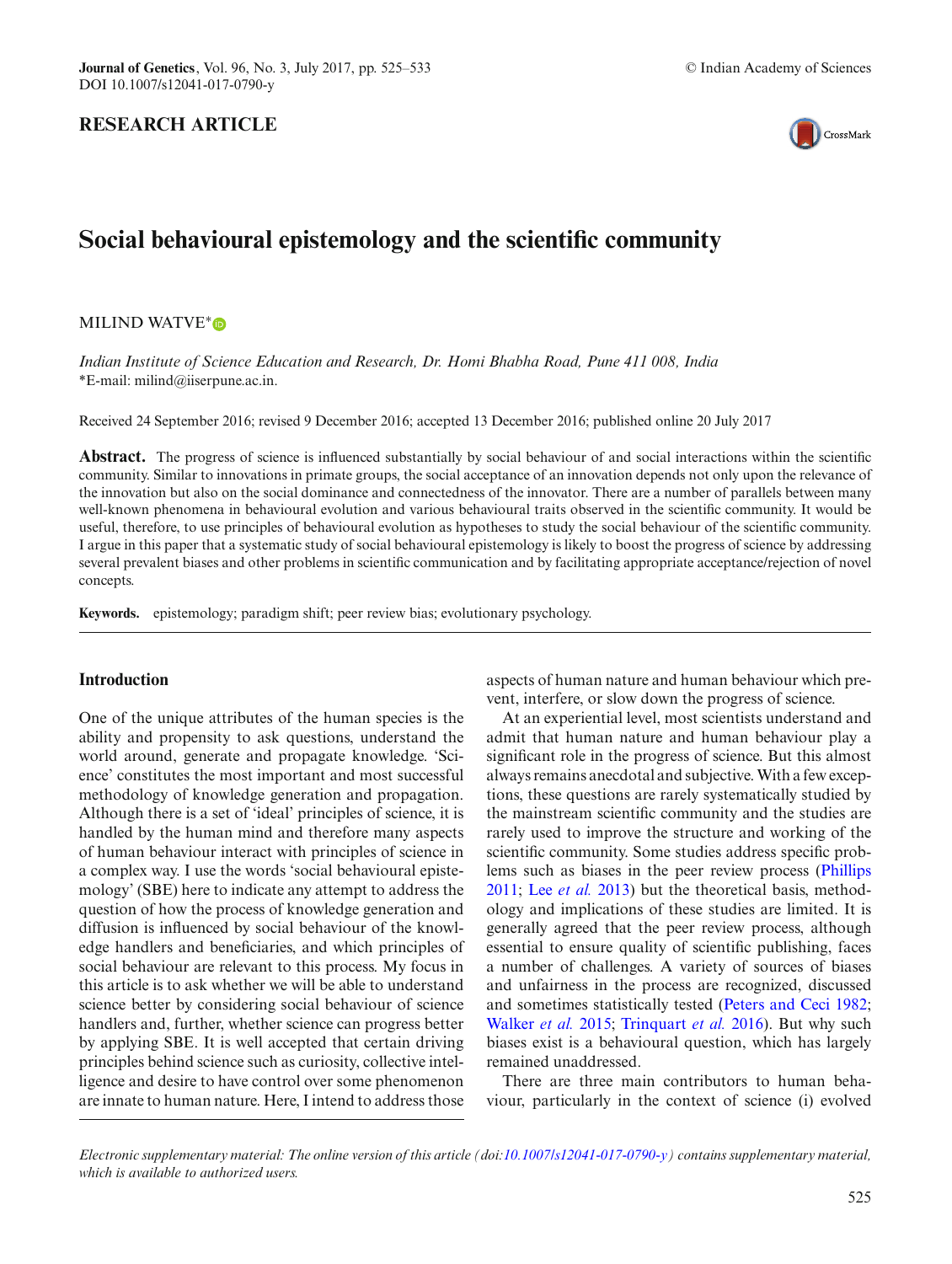RESEARCH ARTICLE

# Social behavioural epistemology and the scientific community

MILIND WATVE*

*Indian Institute of Science Education and Research, Dr. Homi Bhabha Road, Pune 411 008, India*
*E-mail: milind@iiserpune.ac.in.

Received 24 September 2016; revised 9 December 2016; accepted 13 December 2016; published online 20 July 2017

**Abstract.** The progress of science is influenced substantially by social behaviour of and social interactions within the scientific community. Similar to innovations in primate groups, the social acceptance of an innovation depends not only upon the relevance of the innovation but also on the social dominance and connectedness of the innovator. There are a number of parallels between many well-known phenomena in behavioural evolution and various behavioural traits observed in the scientific community. It would be useful, therefore, to use principles of behavioural evolution as hypotheses to study the social behaviour of the scientific community. I argue in this paper that a systematic study of social behavioural epistemology is likely to boost the progress of science by addressing several prevalent biases and other problems in scientific communication and by facilitating appropriate acceptance/rejection of novel concepts.

**Keywords.** epistemology; paradigm shift; peer review bias; evolutionary psychology.

## Introduction

One of the unique attributes of the human species is the ability and propensity to ask questions, understand the world around, generate and propagate knowledge. 'Science' constitutes the most important and most successful methodology of knowledge generation and propagation. Although there is a set of 'ideal' principles of science, it is handled by the human mind and therefore many aspects of human behaviour interact with principles of science in a complex way. I use the words 'social behavioural epistemology' (SBE) here to indicate any attempt to address the question of how the process of knowledge generation and diffusion is influenced by social behaviour of the knowledge handlers and beneficiaries, and which principles of social behaviour are relevant to this process. My focus in this article is to ask whether we will be able to understand science better by considering social behaviour of science handlers and, further, whether science can progress better by applying SBE. It is well accepted that certain driving principles behind science such as curiosity, collective intelligence and desire to have control over some phenomenon are innate to human nature. Here, I intend to address those aspects of human nature and human behaviour which prevent, interfere, or slow down the progress of science.

At an experiential level, most scientists understand and admit that human nature and human behaviour play a significant role in the progress of science. But this almost always remains anecdotal and subjective. With a few exceptions, these questions are rarely systematically studied by the mainstream scientific community and the studies are rarely used to improve the structure and working of the scientific community. Some studies address specific problems such as biases in the peer review process (Phillips 2011; Lee *et al.* 2013) but the theoretical basis, methodology and implications of these studies are limited. It is generally agreed that the peer review process, although essential to ensure quality of scientific publishing, faces a number of challenges. A variety of sources of biases and unfairness in the process are recognized, discussed and sometimes statistically tested (Peters and Ceci 1982; Walker *et al.* 2015; Trinquart *et al.* 2016). But why such biases exist is a behavioural question, which has largely remained unaddressed.

There are three main contributors to human behaviour, particularly in the context of science (i) evolved

*Electronic supplementary material: The online version of this article (doi:10.1007/s12041-017-0790-y) contains supplementary material, which is available to authorized users.*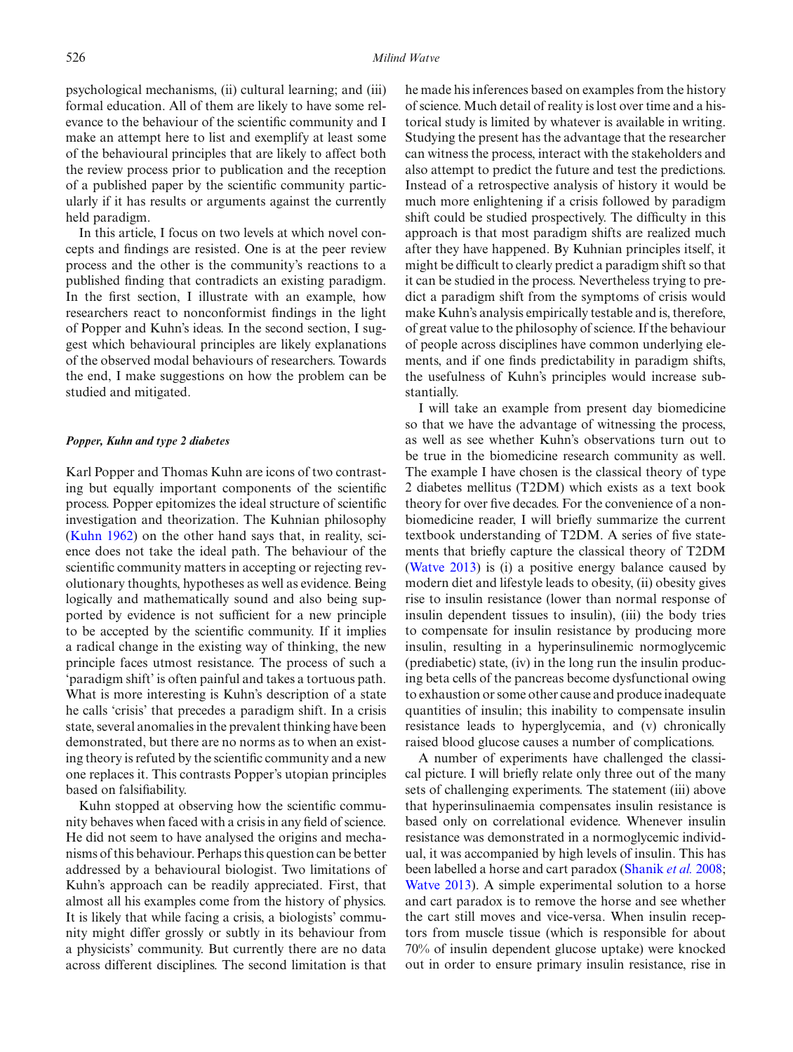psychological mechanisms, (ii) cultural learning; and (iii) formal education. All of them are likely to have some relevance to the behaviour of the scientific community and I make an attempt here to list and exemplify at least some of the behavioural principles that are likely to affect both the review process prior to publication and the reception of a published paper by the scientific community particularly if it has results or arguments against the currently held paradigm.

In this article, I focus on two levels at which novel concepts and findings are resisted. One is at the peer review process and the other is the community's reactions to a published finding that contradicts an existing paradigm. In the first section, I illustrate with an example, how researchers react to nonconformist findings in the light of Popper and Kuhn's ideas. In the second section, I suggest which behavioural principles are likely explanations of the observed modal behaviours of researchers. Towards the end, I make suggestions on how the problem can be studied and mitigated.

### *Popper, Kuhn and type 2 diabetes*

Karl Popper and Thomas Kuhn are icons of two contrasting but equally important components of the scientific process. Popper epitomizes the ideal structure of scientific investigation and theorization. The Kuhnian philosophy (Kuhn 1962) on the other hand says that, in reality, science does not take the ideal path. The behaviour of the scientific community matters in accepting or rejecting revolutionary thoughts, hypotheses as well as evidence. Being logically and mathematically sound and also being supported by evidence is not sufficient for a new principle to be accepted by the scientific community. If it implies a radical change in the existing way of thinking, the new principle faces utmost resistance. The process of such a 'paradigm shift' is often painful and takes a tortuous path. What is more interesting is Kuhn's description of a state he calls 'crisis' that precedes a paradigm shift. In a crisis state, several anomalies in the prevalent thinking have been demonstrated, but there are no norms as to when an existing theory is refuted by the scientific community and a new one replaces it. This contrasts Popper's utopian principles based on falsifiability.

Kuhn stopped at observing how the scientific community behaves when faced with a crisis in any field of science. He did not seem to have analysed the origins and mechanisms of this behaviour. Perhaps this question can be better addressed by a behavioural biologist. Two limitations of Kuhn's approach can be readily appreciated. First, that almost all his examples come from the history of physics. It is likely that while facing a crisis, a biologists' community might differ grossly or subtly in its behaviour from a physicists' community. But currently there are no data across different disciplines. The second limitation is that he made his inferences based on examples from the history of science. Much detail of reality is lost over time and a historical study is limited by whatever is available in writing. Studying the present has the advantage that the researcher can witness the process, interact with the stakeholders and also attempt to predict the future and test the predictions. Instead of a retrospective analysis of history it would be much more enlightening if a crisis followed by paradigm shift could be studied prospectively. The difficulty in this approach is that most paradigm shifts are realized much after they have happened. By Kuhnian principles itself, it might be difficult to clearly predict a paradigm shift so that it can be studied in the process. Nevertheless trying to predict a paradigm shift from the symptoms of crisis would make Kuhn's analysis empirically testable and is, therefore, of great value to the philosophy of science. If the behaviour of people across disciplines have common underlying elements, and if one finds predictability in paradigm shifts, the usefulness of Kuhn's principles would increase substantially.

I will take an example from present day biomedicine so that we have the advantage of witnessing the process, as well as see whether Kuhn's observations turn out to be true in the biomedicine research community as well. The example I have chosen is the classical theory of type 2 diabetes mellitus (T2DM) which exists as a text book theory for over five decades. For the convenience of a non-biomedicine reader, I will briefly summarize the current textbook understanding of T2DM. A series of five statements that briefly capture the classical theory of T2DM (Watve 2013) is (i) a positive energy balance caused by modern diet and lifestyle leads to obesity, (ii) obesity gives rise to insulin resistance (lower than normal response of insulin dependent tissues to insulin), (iii) the body tries to compensate for insulin resistance by producing more insulin, resulting in a hyperinsulinemic normoglycemic (prediabetic) state, (iv) in the long run the insulin producing beta cells of the pancreas become dysfunctional owing to exhaustion or some other cause and produce inadequate quantities of insulin; this inability to compensate insulin resistance leads to hyperglycemia, and (v) chronically raised blood glucose causes a number of complications.

A number of experiments have challenged the classical picture. I will briefly relate only three out of the many sets of challenging experiments. The statement (iii) above that hyperinsulinaemia compensates insulin resistance is based only on correlational evidence. Whenever insulin resistance was demonstrated in a normoglycemic individual, it was accompanied by high levels of insulin. This has been labelled a horse and cart paradox (Shanik *et al.* 2008; Watve 2013). A simple experimental solution to a horse and cart paradox is to remove the horse and see whether the cart still moves and vice-versa. When insulin receptors from muscle tissue (which is responsible for about 70% of insulin dependent glucose uptake) were knocked out in order to ensure primary insulin resistance, rise in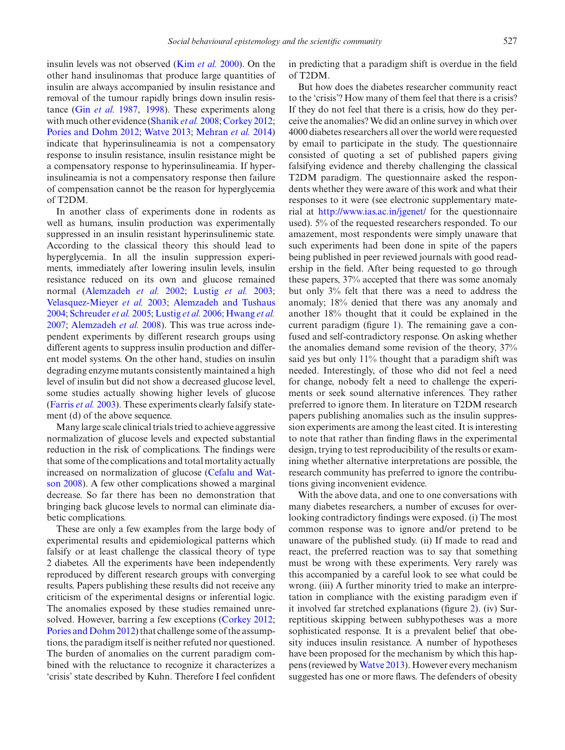insulin levels was not observed (Kim *et al.* 2000). On the other hand insulinomas that produce large quantities of insulin are always accompanied by insulin resistance and removal of the tumour rapidly brings down insulin resistance (Gin *et al.* 1987, 1998). These experiments along with much other evidence (Shanik *et al.* 2008; Corkey 2012; Pories and Dohm 2012; Watve 2013; Mehran *et al.* 2014) indicate that hyperinsulineamia is not a compensatory response to insulin resistance, insulin resistance might be a compensatory response to hyperinsulineamia. If hyperinsulineamia is not a compensatory response then failure of compensation cannot be the reason for hyperglycemia of T2DM.

In another class of experiments done in rodents as well as humans, insulin production was experimentally suppressed in an insulin resistant hyperinsulinemic state. According to the classical theory this should lead to hyperglycemia. In all the insulin suppression experiments, immediately after lowering insulin levels, insulin resistance reduced on its own and glucose remained normal (Alemzadeh *et al.* 2002; Lustig *et al.* 2003; Velasquez-Mieyer *et al.* 2003; Alemzadeh and Tushaus 2004; Schreuder *et al.* 2005; Lustig *et al.* 2006; Hwang *et al.* 2007; Alemzadeh *et al.* 2008). This was true across independent experiments by different research groups using different agents to suppress insulin production and different model systems. On the other hand, studies on insulin degrading enzyme mutants consistently maintained a high level of insulin but did not show a decreased glucose level, some studies actually showing higher levels of glucose (Farris *et al.* 2003). These experiments clearly falsify statement (d) of the above sequence.

Many large scale clinical trials tried to achieve aggressive normalization of glucose levels and expected substantial reduction in the risk of complications. The findings were that some of the complications and total mortality actually increased on normalization of glucose (Cefalu and Watson 2008). A few other complications showed a marginal decrease. So far there has been no demonstration that bringing back glucose levels to normal can eliminate diabetic complications.

These are only a few examples from the large body of experimental results and epidemiological patterns which falsify or at least challenge the classical theory of type 2 diabetes. All the experiments have been independently reproduced by different research groups with converging results. Papers publishing these results did not receive any criticism of the experimental designs or inferential logic. The anomalies exposed by these studies remained unresolved. However, barring a few exceptions (Corkey 2012; Pories and Dohm 2012) that challenge some of the assumptions, the paradigm itself is neither refuted nor questioned. The burden of anomalies on the current paradigm combined with the reluctance to recognize it characterizes a 'crisis' state described by Kuhn. Therefore I feel confident in predicting that a paradigm shift is overdue in the field of T2DM.

But how does the diabetes researcher community react to the 'crisis'? How many of them feel that there is a crisis? If they do not feel that there is a crisis, how do they perceive the anomalies? We did an online survey in which over 4000 diabetes researchers all over the world were requested by email to participate in the study. The questionnaire consisted of quoting a set of published papers giving falsifying evidence and thereby challenging the classical T2DM paradigm. The questionnaire asked the respondents whether they were aware of this work and what their responses to it were (see electronic supplementary material at http://www.ias.ac.in/jgenet/ for the questionnaire used). 5% of the requested researchers responded. To our amazement, most respondents were simply unaware that such experiments had been done in spite of the papers being published in peer reviewed journals with good readership in the field. After being requested to go through these papers, 37% accepted that there was some anomaly but only 3% felt that there was a need to address the anomaly; 18% denied that there was any anomaly and another 18% thought that it could be explained in the current paradigm (figure 1). The remaining gave a confused and self-contradictory response. On asking whether the anomalies demand some revision of the theory, 37% said yes but only 11% thought that a paradigm shift was needed. Interestingly, of those who did not feel a need for change, nobody felt a need to challenge the experiments or seek sound alternative inferences. They rather preferred to ignore them. In literature on T2DM research papers publishing anomalies such as the insulin suppression experiments are among the least cited. It is interesting to note that rather than finding flaws in the experimental design, trying to test reproducibility of the results or examining whether alternative interpretations are possible, the research community has preferred to ignore the contributions giving inconvenient evidence.

With the above data, and one to one conversations with many diabetes researchers, a number of excuses for overlooking contradictory findings were exposed. (i) The most common response was to ignore and/or pretend to be unaware of the published study. (ii) If made to read and react, the preferred reaction was to say that something must be wrong with these experiments. Very rarely was this accompanied by a careful look to see what could be wrong. (iii) A further minority tried to make an interpretation in compliance with the existing paradigm even if it involved far stretched explanations (figure 2). (iv) Surreptitious skipping between subhypotheses was a more sophisticated response. It is a prevalent belief that obesity induces insulin resistance. A number of hypotheses have been proposed for the mechanism by which this happens (reviewed by Watve 2013). However every mechanism suggested has one or more flaws. The defenders of obesity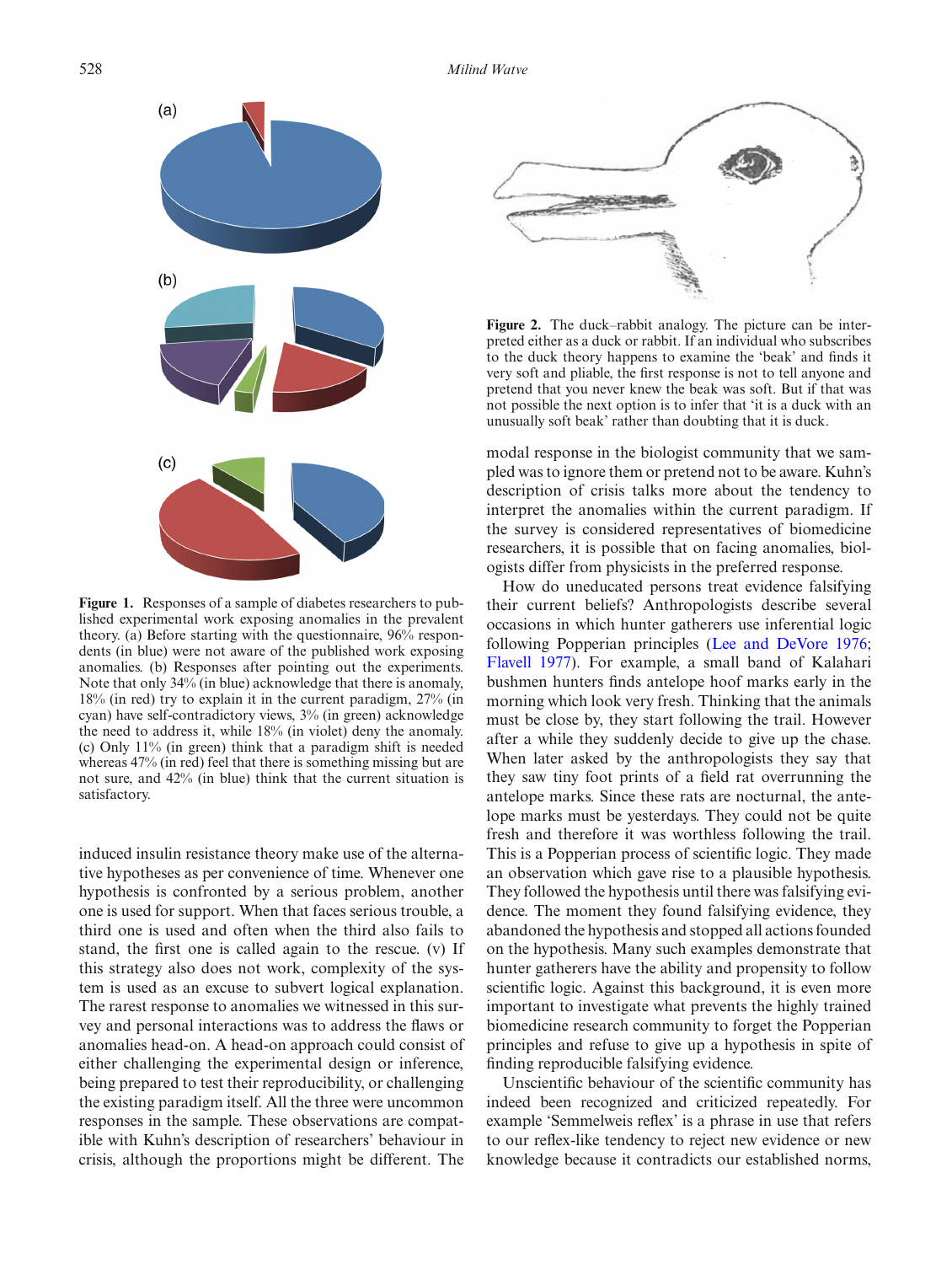**Figure 1.** Responses of a sample of diabetes researchers to published experimental work exposing anomalies in the prevalent theory. (a) Before starting with the questionnaire, 96% respondents (in blue) were not aware of the published work exposing anomalies. (b) Responses after pointing out the experiments. Note that only 34% (in blue) acknowledge that there is anomaly, 18% (in red) try to explain it in the current paradigm, 27% (in cyan) have self-contradictory views, 3% (in green) acknowledge the need to address it, while 18% (in violet) deny the anomaly. (c) Only 11% (in green) think that a paradigm shift is needed whereas 47% (in red) feel that there is something missing but are not sure, and 42% (in blue) think that the current situation is satisfactory.

**Figure 2.** The duck–rabbit analogy. The picture can be interpreted either as a duck or rabbit. If an individual who subscribes to the duck theory happens to examine the 'beak' and finds it very soft and pliable, the first response is not to tell anyone and pretend that you never knew the beak was soft. But if that was not possible the next option is to infer that 'it is a duck with an unusually soft beak' rather than doubting that it is duck.

induced insulin resistance theory make use of the alternative hypotheses as per convenience of time. Whenever one hypothesis is confronted by a serious problem, another one is used for support. When that faces serious trouble, a third one is used and often when the third also fails to stand, the first one is called again to the rescue. (v) If this strategy also does not work, complexity of the system is used as an excuse to subvert logical explanation. The rarest response to anomalies we witnessed in this survey and personal interactions was to address the flaws or anomalies head-on. A head-on approach could consist of either challenging the experimental design or inference, being prepared to test their reproducibility, or challenging the existing paradigm itself. All the three were uncommon responses in the sample. These observations are compatible with Kuhn's description of researchers' behaviour in crisis, although the proportions might be different. The modal response in the biologist community that we sampled was to ignore them or pretend not to be aware. Kuhn's description of crisis talks more about the tendency to interpret the anomalies within the current paradigm. If the survey is considered representatives of biomedicine researchers, it is possible that on facing anomalies, biologists differ from physicists in the preferred response.

How do uneducated persons treat evidence falsifying their current beliefs? Anthropologists describe several occasions in which hunter gatherers use inferential logic following Popperian principles (Lee and DeVore 1976; Flavell 1977). For example, a small band of Kalahari bushmen hunters finds antelope hoof marks early in the morning which look very fresh. Thinking that the animals must be close by, they start following the trail. However after a while they suddenly decide to give up the chase. When later asked by the anthropologists they say that they saw tiny foot prints of a field rat overrunning the antelope marks. Since these rats are nocturnal, the antelope marks must be yesterdays. They could not be quite fresh and therefore it was worthless following the trail. This is a Popperian process of scientific logic. They made an observation which gave rise to a plausible hypothesis. They followed the hypothesis until there was falsifying evidence. The moment they found falsifying evidence, they abandoned the hypothesis and stopped all actions founded on the hypothesis. Many such examples demonstrate that hunter gatherers have the ability and propensity to follow scientific logic. Against this background, it is even more important to investigate what prevents the highly trained biomedicine research community to forget the Popperian principles and refuse to give up a hypothesis in spite of finding reproducible falsifying evidence.

Unscientific behaviour of the scientific community has indeed been recognized and criticized repeatedly. For example 'Semmelweis reflex' is a phrase in use that refers to our reflex-like tendency to reject new evidence or new knowledge because it contradicts our established norms,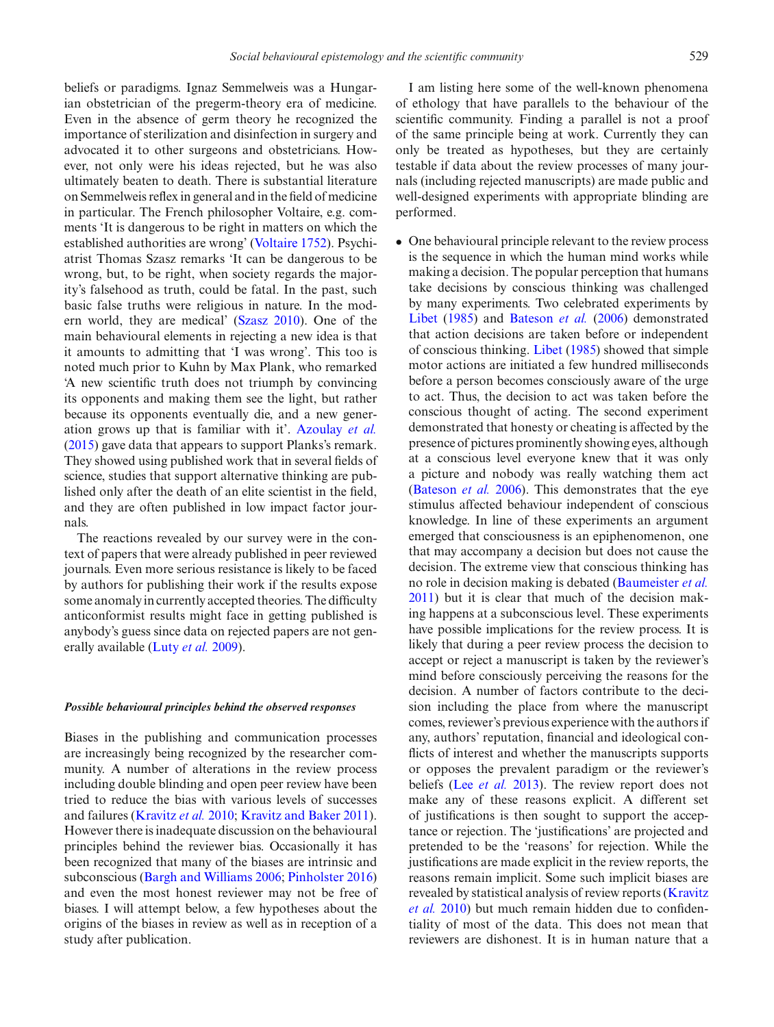beliefs or paradigms. Ignaz Semmelweis was a Hungarian obstetrician of the pregerm-theory era of medicine. Even in the absence of germ theory he recognized the importance of sterilization and disinfection in surgery and advocated it to other surgeons and obstetricians. However, not only were his ideas rejected, but he was also ultimately beaten to death. There is substantial literature on Semmelweis reflex in general and in the field of medicine in particular. The French philosopher Voltaire, e.g. comments 'It is dangerous to be right in matters on which the established authorities are wrong' (Voltaire 1752). Psychiatrist Thomas Szasz remarks 'It can be dangerous to be wrong, but, to be right, when society regards the majority's falsehood as truth, could be fatal. In the past, such basic false truths were religious in nature. In the modern world, they are medical' (Szasz 2010). One of the main behavioural elements in rejecting a new idea is that it amounts to admitting that 'I was wrong'. This too is noted much prior to Kuhn by Max Plank, who remarked 'A new scientific truth does not triumph by convincing its opponents and making them see the light, but rather because its opponents eventually die, and a new generation grows up that is familiar with it'. Azoulay *et al.* (2015) gave data that appears to support Planks's remark. They showed using published work that in several fields of science, studies that support alternative thinking are published only after the death of an elite scientist in the field, and they are often published in low impact factor journals.

The reactions revealed by our survey were in the context of papers that were already published in peer reviewed journals. Even more serious resistance is likely to be faced by authors for publishing their work if the results expose some anomaly in currently accepted theories. The difficulty anticonformist results might face in getting published is anybody's guess since data on rejected papers are not generally available (Luty *et al.* 2009).

#### *Possible behavioural principles behind the observed responses*

Biases in the publishing and communication processes are increasingly being recognized by the researcher community. A number of alterations in the review process including double blinding and open peer review have been tried to reduce the bias with various levels of successes and failures (Kravitz *et al.* 2010; Kravitz and Baker 2011). However there is inadequate discussion on the behavioural principles behind the reviewer bias. Occasionally it has been recognized that many of the biases are intrinsic and subconscious (Bargh and Williams 2006; Pinholster 2016) and even the most honest reviewer may not be free of biases. I will attempt below, a few hypotheses about the origins of the biases in review as well as in reception of a study after publication.

I am listing here some of the well-known phenomena of ethology that have parallels to the behaviour of the scientific community. Finding a parallel is not a proof of the same principle being at work. Currently they can only be treated as hypotheses, but they are certainly testable if data about the review processes of many journals (including rejected manuscripts) are made public and well-designed experiments with appropriate blinding are performed.

- One behavioural principle relevant to the review process is the sequence in which the human mind works while making a decision. The popular perception that humans take decisions by conscious thinking was challenged by many experiments. Two celebrated experiments by Libet (1985) and Bateson *et al.* (2006) demonstrated that action decisions are taken before or independent of conscious thinking. Libet (1985) showed that simple motor actions are initiated a few hundred milliseconds before a person becomes consciously aware of the urge to act. Thus, the decision to act was taken before the conscious thought of acting. The second experiment demonstrated that honesty or cheating is affected by the presence of pictures prominently showing eyes, although at a conscious level everyone knew that it was only a picture and nobody was really watching them act (Bateson *et al.* 2006). This demonstrates that the eye stimulus affected behaviour independent of conscious knowledge. In line of these experiments an argument emerged that consciousness is an epiphenomenon, one that may accompany a decision but does not cause the decision. The extreme view that conscious thinking has no role in decision making is debated (Baumeister *et al.* 2011) but it is clear that much of the decision making happens at a subconscious level. These experiments have possible implications for the review process. It is likely that during a peer review process the decision to accept or reject a manuscript is taken by the reviewer's mind before consciously perceiving the reasons for the decision. A number of factors contribute to the decision including the place from where the manuscript comes, reviewer's previous experience with the authors if any, authors' reputation, financial and ideological conflicts of interest and whether the manuscripts supports or opposes the prevalent paradigm or the reviewer's beliefs (Lee *et al.* 2013). The review report does not make any of these reasons explicit. A different set of justifications is then sought to support the acceptance or rejection. The 'justifications' are projected and pretended to be the 'reasons' for rejection. While the justifications are made explicit in the review reports, the reasons remain implicit. Some such implicit biases are revealed by statistical analysis of review reports (Kravitz *et al.* 2010) but much remain hidden due to confidentiality of most of the data. This does not mean that reviewers are dishonest. It is in human nature that a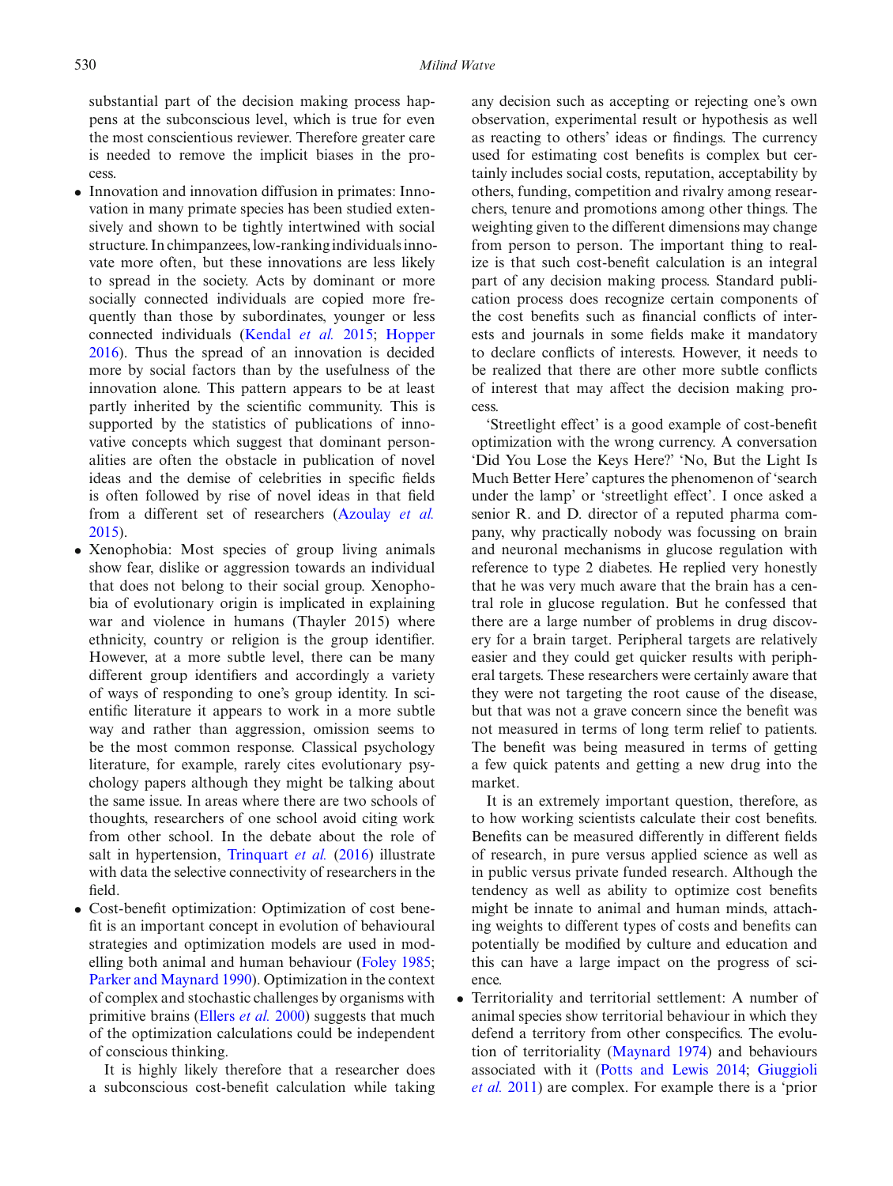substantial part of the decision making process happens at the subconscious level, which is true for even the most conscientious reviewer. Therefore greater care is needed to remove the implicit biases in the process.

- Innovation and innovation diffusion in primates: Innovation in many primate species has been studied extensively and shown to be tightly intertwined with social structure. In chimpanzees, low-ranking individuals innovate more often, but these innovations are less likely to spread in the society. Acts by dominant or more socially connected individuals are copied more frequently than those by subordinates, younger or less connected individuals (Kendal *et al.* 2015; Hopper 2016). Thus the spread of an innovation is decided more by social factors than by the usefulness of the innovation alone. This pattern appears to be at least partly inherited by the scientific community. This is supported by the statistics of publications of innovative concepts which suggest that dominant personalities are often the obstacle in publication of novel ideas and the demise of celebrities in specific fields is often followed by rise of novel ideas in that field from a different set of researchers (Azoulay *et al.* 2015).
- Xenophobia: Most species of group living animals show fear, dislike or aggression towards an individual that does not belong to their social group. Xenophobia of evolutionary origin is implicated in explaining war and violence in humans (Thayler 2015) where ethnicity, country or religion is the group identifier. However, at a more subtle level, there can be many different group identifiers and accordingly a variety of ways of responding to one's group identity. In scientific literature it appears to work in a more subtle way and rather than aggression, omission seems to be the most common response. Classical psychology literature, for example, rarely cites evolutionary psychology papers although they might be talking about the same issue. In areas where there are two schools of thoughts, researchers of one school avoid citing work from other school. In the debate about the role of salt in hypertension, Trinquart *et al.* (2016) illustrate with data the selective connectivity of researchers in the field.
- Cost-benefit optimization: Optimization of cost benefit is an important concept in evolution of behavioural strategies and optimization models are used in modelling both animal and human behaviour (Foley 1985; Parker and Maynard 1990). Optimization in the context of complex and stochastic challenges by organisms with primitive brains (Ellers *et al.* 2000) suggests that much of the optimization calculations could be independent of conscious thinking.

  It is highly likely therefore that a researcher does a subconscious cost-benefit calculation while taking any decision such as accepting or rejecting one's own observation, experimental result or hypothesis as well as reacting to others' ideas or findings. The currency used for estimating cost benefits is complex but certainly includes social costs, reputation, acceptability by others, funding, competition and rivalry among researchers, tenure and promotions among other things. The weighting given to the different dimensions may change from person to person. The important thing to realize is that such cost-benefit calculation is an integral part of any decision making process. Standard publication process does recognize certain components of the cost benefits such as financial conflicts of interests and journals in some fields make it mandatory to declare conflicts of interests. However, it needs to be realized that there are other more subtle conflicts of interest that may affect the decision making process.

  'Streetlight effect' is a good example of cost-benefit optimization with the wrong currency. A conversation 'Did You Lose the Keys Here?' 'No, But the Light Is Much Better Here' captures the phenomenon of 'search under the lamp' or 'streetlight effect'. I once asked a senior R. and D. director of a reputed pharma company, why practically nobody was focussing on brain and neuronal mechanisms in glucose regulation with reference to type 2 diabetes. He replied very honestly that he was very much aware that the brain has a central role in glucose regulation. But he confessed that there are a large number of problems in drug discovery for a brain target. Peripheral targets are relatively easier and they could get quicker results with peripheral targets. These researchers were certainly aware that they were not targeting the root cause of the disease, but that was not a grave concern since the benefit was not measured in terms of long term relief to patients. The benefit was being measured in terms of getting a few quick patents and getting a new drug into the market.

  It is an extremely important question, therefore, as to how working scientists calculate their cost benefits. Benefits can be measured differently in different fields of research, in pure versus applied science as well as in public versus private funded research. Although the tendency as well as ability to optimize cost benefits might be innate to animal and human minds, attaching weights to different types of costs and benefits can potentially be modified by culture and education and this can have a large impact on the progress of science.
- Territoriality and territorial settlement: A number of animal species show territorial behaviour in which they defend a territory from other conspecifics. The evolution of territoriality (Maynard 1974) and behaviours associated with it (Potts and Lewis 2014; Giuggioli *et al.* 2011) are complex. For example there is a 'prior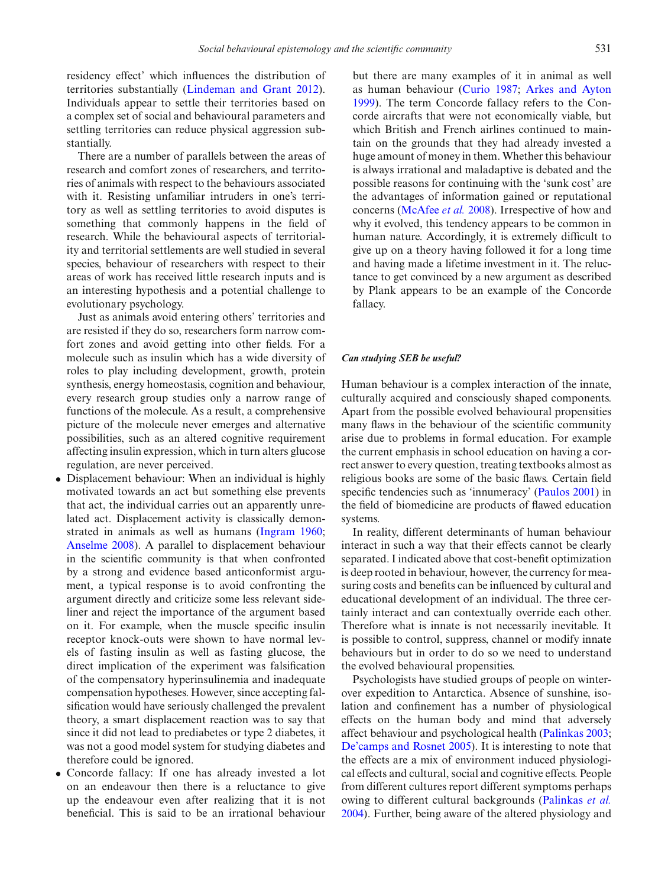residency effect' which influences the distribution of territories substantially (Lindeman and Grant 2012). Individuals appear to settle their territories based on a complex set of social and behavioural parameters and settling territories can reduce physical aggression substantially.

There are a number of parallels between the areas of research and comfort zones of researchers, and territories of animals with respect to the behaviours associated with it. Resisting unfamiliar intruders in one's territory as well as settling territories to avoid disputes is something that commonly happens in the field of research. While the behavioural aspects of territoriality and territorial settlements are well studied in several species, behaviour of researchers with respect to their areas of work has received little research inputs and is an interesting hypothesis and a potential challenge to evolutionary psychology.

Just as animals avoid entering others' territories and are resisted if they do so, researchers form narrow comfort zones and avoid getting into other fields. For a molecule such as insulin which has a wide diversity of roles to play including development, growth, protein synthesis, energy homeostasis, cognition and behaviour, every research group studies only a narrow range of functions of the molecule. As a result, a comprehensive picture of the molecule never emerges and alternative possibilities, such as an altered cognitive requirement affecting insulin expression, which in turn alters glucose regulation, are never perceived.

- Displacement behaviour: When an individual is highly motivated towards an act but something else prevents that act, the individual carries out an apparently unrelated act. Displacement activity is classically demonstrated in animals as well as humans (Ingram 1960; Anselme 2008). A parallel to displacement behaviour in the scientific community is that when confronted by a strong and evidence based anticonformist argument, a typical response is to avoid confronting the argument directly and criticize some less relevant sideliner and reject the importance of the argument based on it. For example, when the muscle specific insulin receptor knock-outs were shown to have normal levels of fasting insulin as well as fasting glucose, the direct implication of the experiment was falsification of the compensatory hyperinsulinemia and inadequate compensation hypotheses. However, since accepting falsification would have seriously challenged the prevalent theory, a smart displacement reaction was to say that since it did not lead to prediabetes or type 2 diabetes, it was not a good model system for studying diabetes and therefore could be ignored.
- Concorde fallacy: If one has already invested a lot on an endeavour then there is a reluctance to give up the endeavour even after realizing that it is not beneficial. This is said to be an irrational behaviour but there are many examples of it in animal as well as human behaviour (Curio 1987; Arkes and Ayton 1999). The term Concorde fallacy refers to the Concorde aircrafts that were not economically viable, but which British and French airlines continued to maintain on the grounds that they had already invested a huge amount of money in them. Whether this behaviour is always irrational and maladaptive is debated and the possible reasons for continuing with the 'sunk cost' are the advantages of information gained or reputational concerns (McAfee *et al.* 2008). Irrespective of how and why it evolved, this tendency appears to be common in human nature. Accordingly, it is extremely difficult to give up on a theory having followed it for a long time and having made a lifetime investment in it. The reluctance to get convinced by a new argument as described by Plank appears to be an example of the Concorde fallacy.

### *Can studying SEB be useful?*

Human behaviour is a complex interaction of the innate, culturally acquired and consciously shaped components. Apart from the possible evolved behavioural propensities many flaws in the behaviour of the scientific community arise due to problems in formal education. For example the current emphasis in school education on having a correct answer to every question, treating textbooks almost as religious books are some of the basic flaws. Certain field specific tendencies such as 'innumeracy' (Paulos 2001) in the field of biomedicine are products of flawed education systems.

In reality, different determinants of human behaviour interact in such a way that their effects cannot be clearly separated. I indicated above that cost-benefit optimization is deep rooted in behaviour, however, the currency for measuring costs and benefits can be influenced by cultural and educational development of an individual. The three certainly interact and can contextually override each other. Therefore what is innate is not necessarily inevitable. It is possible to control, suppress, channel or modify innate behaviours but in order to do so we need to understand the evolved behavioural propensities.

Psychologists have studied groups of people on winter-over expedition to Antarctica. Absence of sunshine, isolation and confinement has a number of physiological effects on the human body and mind that adversely affect behaviour and psychological health (Palinkas 2003; De'camps and Rosnet 2005). It is interesting to note that the effects are a mix of environment induced physiological effects and cultural, social and cognitive effects. People from different cultures report different symptoms perhaps owing to different cultural backgrounds (Palinkas *et al.* 2004). Further, being aware of the altered physiology and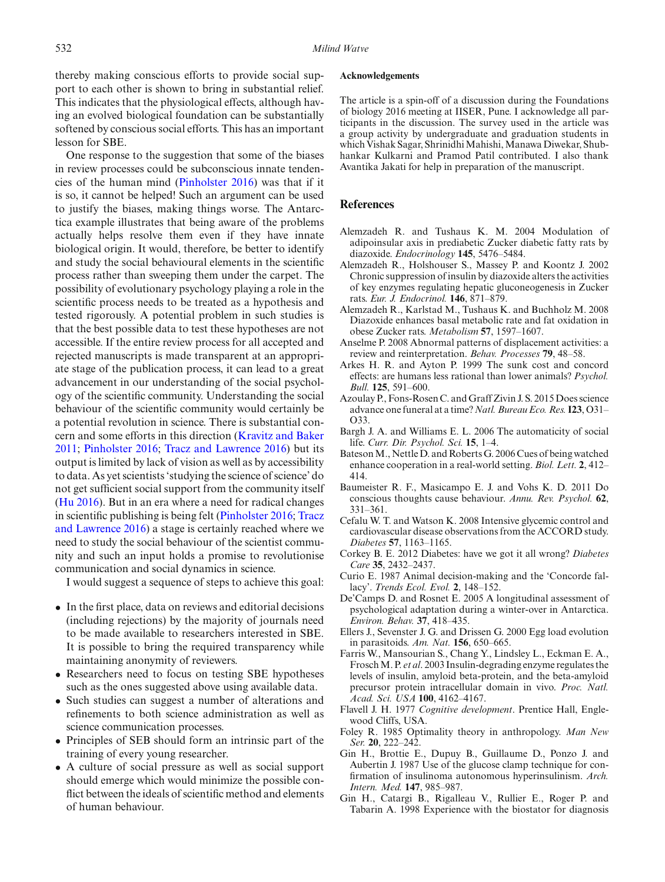thereby making conscious efforts to provide social support to each other is shown to bring in substantial relief. This indicates that the physiological effects, although having an evolved biological foundation can be substantially softened by conscious social efforts. This has an important lesson for SBE.

One response to the suggestion that some of the biases in review processes could be subconscious innate tendencies of the human mind (Pinholster 2016) was that if it is so, it cannot be helped! Such an argument can be used to justify the biases, making things worse. The Antarctica example illustrates that being aware of the problems actually helps resolve them even if they have innate biological origin. It would, therefore, be better to identify and study the social behavioural elements in the scientific process rather than sweeping them under the carpet. The possibility of evolutionary psychology playing a role in the scientific process needs to be treated as a hypothesis and tested rigorously. A potential problem in such studies is that the best possible data to test these hypotheses are not accessible. If the entire review process for all accepted and rejected manuscripts is made transparent at an appropriate stage of the publication process, it can lead to a great advancement in our understanding of the social psychology of the scientific community. Understanding the social behaviour of the scientific community would certainly be a potential revolution in science. There is substantial concern and some efforts in this direction (Kravitz and Baker 2011; Pinholster 2016; Tracz and Lawrence 2016) but its output is limited by lack of vision as well as by accessibility to data. As yet scientists 'studying the science of science' do not get sufficient social support from the community itself (Hu 2016). But in an era where a need for radical changes in scientific publishing is being felt (Pinholster 2016; Tracz and Lawrence 2016) a stage is certainly reached where we need to study the social behaviour of the scientist community and such an input holds a promise to revolutionise communication and social dynamics in science.

I would suggest a sequence of steps to achieve this goal:

- In the first place, data on reviews and editorial decisions (including rejections) by the majority of journals need to be made available to researchers interested in SBE. It is possible to bring the required transparency while maintaining anonymity of reviewers.
- Researchers need to focus on testing SBE hypotheses such as the ones suggested above using available data.
- Such studies can suggest a number of alterations and refinements to both science administration as well as science communication processes.
- Principles of SEB should form an intrinsic part of the training of every young researcher.
- A culture of social pressure as well as social support should emerge which would minimize the possible conflict between the ideals of scientific method and elements of human behaviour.

**Acknowledgements**

The article is a spin-off of a discussion during the Foundations of biology 2016 meeting at IISER, Pune. I acknowledge all participants in the discussion. The survey used in the article was a group activity by undergraduate and graduation students in which Vishak Sagar, Shrinidhi Mahishi, Manawa Diwekar, Shubhankar Kulkarni and Pramod Patil contributed. I also thank Avantika Jakati for help in preparation of the manuscript.

## References

Alemzadeh R. and Tushaus K. M. 2004 Modulation of adipoinsular axis in prediabetic Zucker diabetic fatty rats by diazoxide. *Endocrinology* **145**, 5476–5484.

Alemzadeh R., Holshouser S., Massey P. and Koontz J. 2002 Chronic suppression of insulin by diazoxide alters the activities of key enzymes regulating hepatic gluconeogenesis in Zucker rats. *Eur. J. Endocrinol.* **146**, 871–879.

Alemzadeh R., Karlstad M., Tushaus K. and Buchholz M. 2008 Diazoxide enhances basal metabolic rate and fat oxidation in obese Zucker rats. *Metabolism* **57**, 1597–1607.

Anselme P. 2008 Abnormal patterns of displacement activities: a review and reinterpretation. *Behav. Processes* **79**, 48–58.

Arkes H. R. and Ayton P. 1999 The sunk cost and concord effects: are humans less rational than lower animals? *Psychol. Bull.* **125**, 591–600.

Azoulay P., Fons-Rosen C. and Graff Zivin J. S. 2015 Does science advance one funeral at a time? *Natl. Bureau Eco. Res.* **I23**, O31–O33.

Bargh J. A. and Williams E. L. 2006 The automaticity of social life. *Curr. Dir. Psychol. Sci.* **15**, 1–4.

Bateson M., Nettle D. and Roberts G. 2006 Cues of being watched enhance cooperation in a real-world setting. *Biol. Lett.* **2**, 412–414.

Baumeister R. F., Masicampo E. J. and Vohs K. D. 2011 Do conscious thoughts cause behaviour. *Annu. Rev. Psychol.* **62**, 331–361.

Cefalu W. T. and Watson K. 2008 Intensive glycemic control and cardiovascular disease observations from the ACCORD study. *Diabetes* **57**, 1163–1165.

Corkey B. E. 2012 Diabetes: have we got it all wrong? *Diabetes Care* **35**, 2432–2437.

Curio E. 1987 Animal decision-making and the 'Concorde fallacy'. *Trends Ecol. Evol.* **2**, 148–152.

De'Camps D. and Rosnet E. 2005 A longitudinal assessment of psychological adaptation during a winter-over in Antarctica. *Environ. Behav.* **37**, 418–435.

Ellers J., Sevenster J. G. and Drissen G. 2000 Egg load evolution in parasitoids. *Am. Nat.* **156**, 650–665.

Farris W., Mansourian S., Chang Y., Lindsley L., Eckman E. A., Frosch M. P. *et al.* 2003 Insulin-degrading enzyme regulates the levels of insulin, amyloid beta-protein, and the beta-amyloid precursor protein intracellular domain in vivo. *Proc. Natl. Acad. Sci. USA* **100**, 4162–4167.

Flavell J. H. 1977 *Cognitive development*. Prentice Hall, Englewood Cliffs, USA.

Foley R. 1985 Optimality theory in anthropology. *Man New Ser.* **20**, 222–242.

Gin H., Brottie E., Dupuy B., Guillaume D., Ponzo J. and Aubertin J. 1987 Use of the glucose clamp technique for confirmation of insulinoma autonomous hyperinsulinism. *Arch. Intern. Med.* **147**, 985–987.

Gin H., Catargi B., Rigalleau V., Rullier E., Roger P. and Tabarin A. 1998 Experience with the biostator for diagnosis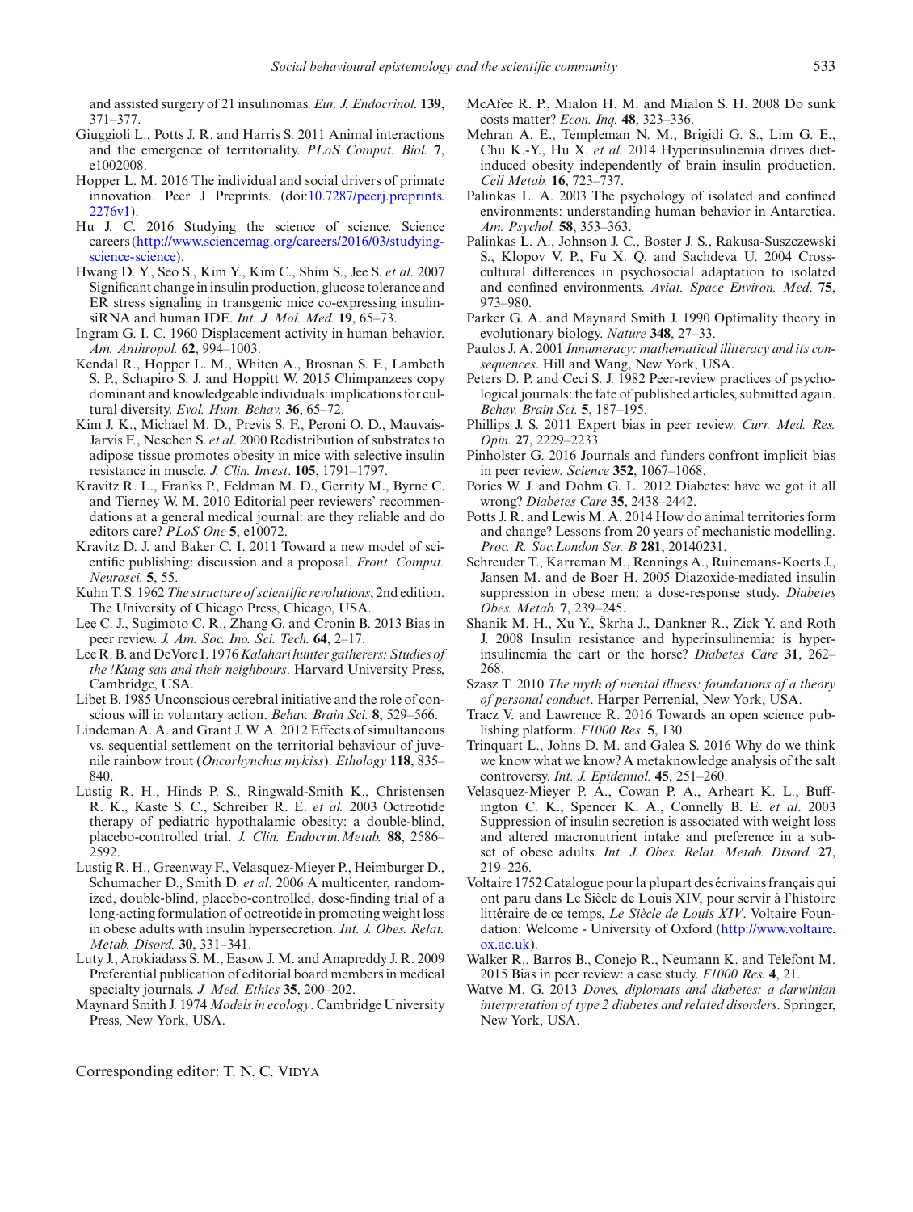and assisted surgery of 21 insulinomas. *Eur. J. Endocrinol.* **139**, 371–377.

Giuggioli L., Potts J. R. and Harris S. 2011 Animal interactions and the emergence of territoriality. *PLoS Comput. Biol.* **7**, e1002008.

Hopper L. M. 2016 The individual and social drivers of primate innovation. Peer J Preprints. (doi:10.7287/peerj.preprints.2276v1).

Hu J. C. 2016 Studying the science of science. Science careers (http://www.sciencemag.org/careers/2016/03/studying-science-science).

Hwang D. Y., Seo S., Kim Y., Kim C., Shim S., Jee S. *et al*. 2007 Significant change in insulin production, glucose tolerance and ER stress signaling in transgenic mice co-expressing insulin-siRNA and human IDE. *Int. J. Mol. Med.* **19**, 65–73.

Ingram G. I. C. 1960 Displacement activity in human behavior. *Am. Anthropol.* **62**, 994–1003.

Kendal R., Hopper L. M., Whiten A., Brosnan S. F., Lambeth S. P., Schapiro S. J. and Hoppitt W. 2015 Chimpanzees copy dominant and knowledgeable individuals: implications for cultural diversity. *Evol. Hum. Behav.* **36**, 65–72.

Kim J. K., Michael M. D., Previs S. F., Peroni O. D., Mauvais-Jarvis F., Neschen S. *et al*. 2000 Redistribution of substrates to adipose tissue promotes obesity in mice with selective insulin resistance in muscle. *J. Clin. Invest*. **105**, 1791–1797.

Kravitz R. L., Franks P., Feldman M. D., Gerrity M., Byrne C. and Tierney W. M. 2010 Editorial peer reviewers' recommendations at a general medical journal: are they reliable and do editors care? *PLoS One* **5**, e10072.

Kravitz D. J. and Baker C. I. 2011 Toward a new model of scientific publishing: discussion and a proposal. *Front. Comput. Neurosci.* **5**, 55.

Kuhn T. S. 1962 *The structure of scientific revolutions*, 2nd edition. The University of Chicago Press, Chicago, USA.

Lee C. J., Sugimoto C. R., Zhang G. and Cronin B. 2013 Bias in peer review. *J. Am. Soc. Ino. Sci. Tech.* **64**, 2–17.

Lee R. B. and DeVore I. 1976 *Kalahari hunter gatherers: Studies of the !Kung san and their neighbours*. Harvard University Press, Cambridge, USA.

Libet B. 1985 Unconscious cerebral initiative and the role of conscious will in voluntary action. *Behav. Brain Sci.* **8**, 529–566.

Lindeman A. A. and Grant J. W. A. 2012 Effects of simultaneous vs. sequential settlement on the territorial behaviour of juvenile rainbow trout (*Oncorhynchus mykiss*). *Ethology* **118**, 835–840.

Lustig R. H., Hinds P. S., Ringwald-Smith K., Christensen R. K., Kaste S. C., Schreiber R. E. *et al.* 2003 Octreotide therapy of pediatric hypothalamic obesity: a double-blind, placebo-controlled trial. *J. Clin. Endocrin. Metab.* **88**, 2586–2592.

Lustig R. H., Greenway F., Velasquez-Mieyer P., Heimburger D., Schumacher D., Smith D. *et al*. 2006 A multicenter, randomized, double-blind, placebo-controlled, dose-finding trial of a long-acting formulation of octreotide in promoting weight loss in obese adults with insulin hypersecretion. *Int. J. Obes. Relat. Metab. Disord.* **30**, 331–341.

Luty J., Arokiadass S. M., Easow J. M. and Anapreddy J. R. 2009 Preferential publication of editorial board members in medical specialty journals. *J. Med. Ethics* **35**, 200–202.

Maynard Smith J. 1974 *Models in ecology*. Cambridge University Press, New York, USA.

McAfee R. P., Mialon H. M. and Mialon S. H. 2008 Do sunk costs matter? *Econ. Inq.* **48**, 323–336.

Mehran A. E., Templeman N. M., Brigidi G. S., Lim G. E., Chu K.-Y., Hu X. *et al.* 2014 Hyperinsulinemia drives diet-induced obesity independently of brain insulin production. *Cell Metab.* **16**, 723–737.

Palinkas L. A. 2003 The psychology of isolated and confined environments: understanding human behavior in Antarctica. *Am. Psychol.* **58**, 353–363.

Palinkas L. A., Johnson J. C., Boster J. S., Rakusa-Suszczewski S., Klopov V. P., Fu X. Q. and Sachdeva U. 2004 Cross-cultural differences in psychosocial adaptation to isolated and confined environments. *Aviat. Space Environ. Med*. **75**, 973–980.

Parker G. A. and Maynard Smith J. 1990 Optimality theory in evolutionary biology. *Nature* **348**, 27–33.

Paulos J. A. 2001 *Innumeracy: mathematical illiteracy and its consequences*. Hill and Wang, New York, USA.

Peters D. P. and Ceci S. J. 1982 Peer-review practices of psychological journals: the fate of published articles, submitted again. *Behav. Brain Sci.* **5**, 187–195.

Phillips J. S. 2011 Expert bias in peer review. *Curr. Med. Res. Opin.* **27**, 2229–2233.

Pinholster G. 2016 Journals and funders confront implicit bias in peer review. *Science* **352**, 1067–1068.

Pories W. J. and Dohm G. L. 2012 Diabetes: have we got it all wrong? *Diabetes Care* **35**, 2438–2442.

Potts J. R. and Lewis M. A. 2014 How do animal territories form and change? Lessons from 20 years of mechanistic modelling. *Proc. R. Soc.London Ser. B* **281**, 20140231.

Schreuder T., Karreman M., Rennings A., Ruinemans-Koerts J., Jansen M. and de Boer H. 2005 Diazoxide-mediated insulin suppression in obese men: a dose-response study. *Diabetes Obes. Metab.* **7**, 239–245.

Shanik M. H., Xu Y., Škrha J., Dankner R., Zick Y. and Roth J. 2008 Insulin resistance and hyperinsulinemia: is hyperinsulinemia the cart or the horse? *Diabetes Care* **31**, 262–268.

Szasz T. 2010 *The myth of mental illness: foundations of a theory of personal conduct*. Harper Perrenial, New York, USA.

Tracz V. and Lawrence R. 2016 Towards an open science publishing platform. *F1000 Res*. **5**, 130.

Trinquart L., Johns D. M. and Galea S. 2016 Why do we think we know what we know? A metaknowledge analysis of the salt controversy. *Int. J. Epidemiol.* **45**, 251–260.

Velasquez-Mieyer P. A., Cowan P. A., Arheart K. L., Buffington C. K., Spencer K. A., Connelly B. E. *et al*. 2003 Suppression of insulin secretion is associated with weight loss and altered macronutrient intake and preference in a subset of obese adults. *Int. J. Obes. Relat. Metab. Disord.* **27**, 219–226.

Voltaire 1752 Catalogue pour la plupart des écrivains français qui ont paru dans Le Siècle de Louis XIV, pour servir à l'histoire littéraire de ce temps, *Le Siècle de Louis XIV*. Voltaire Foundation: Welcome - University of Oxford (http://www.voltaire.ox.ac.uk).

Walker R., Barros B., Conejo R., Neumann K. and Telefont M. 2015 Bias in peer review: a case study. *F1000 Res.* **4**, 21.

Watve M. G. 2013 *Doves, diplomats and diabetes: a darwinian interpretation of type 2 diabetes and related disorders*. Springer, New York, USA.

Corresponding editor: T. N. C. Vidya